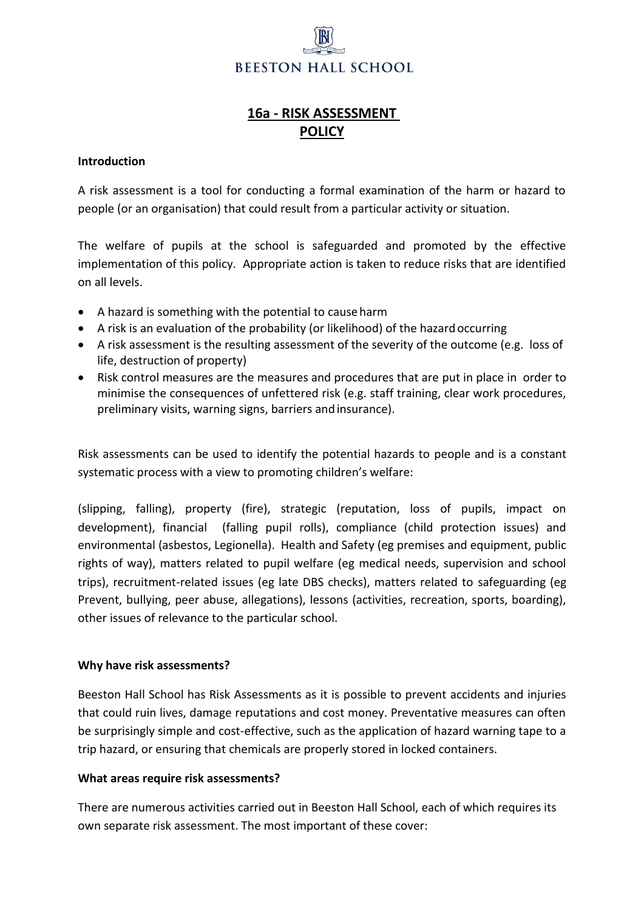BEESTON HALL SCHOOL

# 16a - RISK ASSESSMENT POLICY

**Introduction**

A risk assessment is a tool for conducting a formal examination of the harm or hazard to people (or an organisation) that could result from a particular activity or situation.

The welfare of pupils at the school is safeguarded and promoted by the effective implementation of this policy. Appropriate action is taken to reduce risks that are identified on all levels.

- A hazard is something with the potential to cause harm
- A risk is an evaluation of the probability (or likelihood) of the hazard occurring
- A risk assessment is the resulting assessment of the severity of the outcome (e.g. loss of life, destruction of property)
- Risk control measures are the measures and procedures that are put in place in order to minimise the consequences of unfettered risk (e.g. staff training, clear work procedures, preliminary visits, warning signs, barriers and insurance).

Risk assessments can be used to identify the potential hazards to people and is a constant systematic process with a view to promoting children's welfare:

(slipping, falling), property (fire), strategic (reputation, loss of pupils, impact on development), financial (falling pupil rolls), compliance (child protection issues) and environmental (asbestos, Legionella). Health and Safety (eg premises and equipment, public rights of way), matters related to pupil welfare (eg medical needs, supervision and school trips), recruitment-related issues (eg late DBS checks), matters related to safeguarding (eg Prevent, bullying, peer abuse, allegations), lessons (activities, recreation, sports, boarding), other issues of relevance to the particular school.

**Why have risk assessments?**

Beeston Hall School has Risk Assessments as it is possible to prevent accidents and injuries that could ruin lives, damage reputations and cost money. Preventative measures can often be surprisingly simple and cost-effective, such as the application of hazard warning tape to a trip hazard, or ensuring that chemicals are properly stored in locked containers.

**What areas require risk assessments?**

There are numerous activities carried out in Beeston Hall School, each of which requires its own separate risk assessment. The most important of these cover: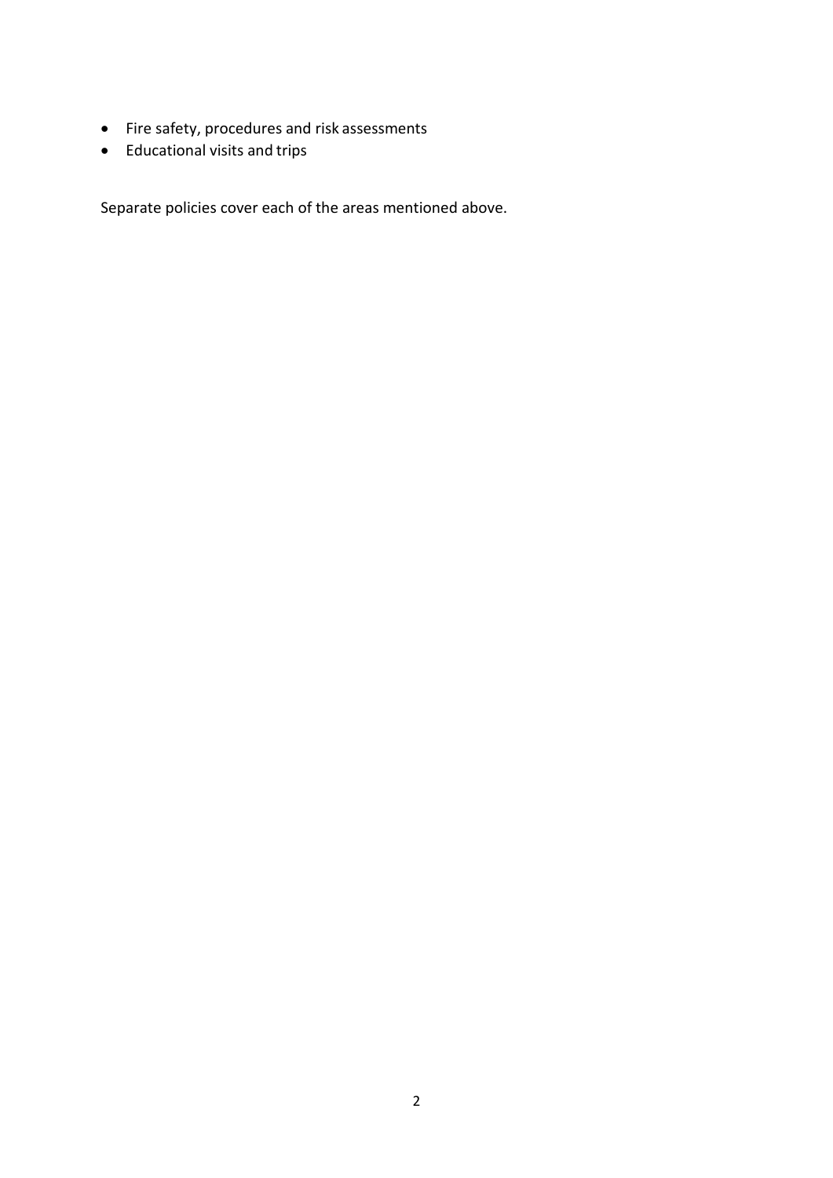- Fire safety, procedures and risk assessments
- Educational visits and trips

Separate policies cover each of the areas mentioned above.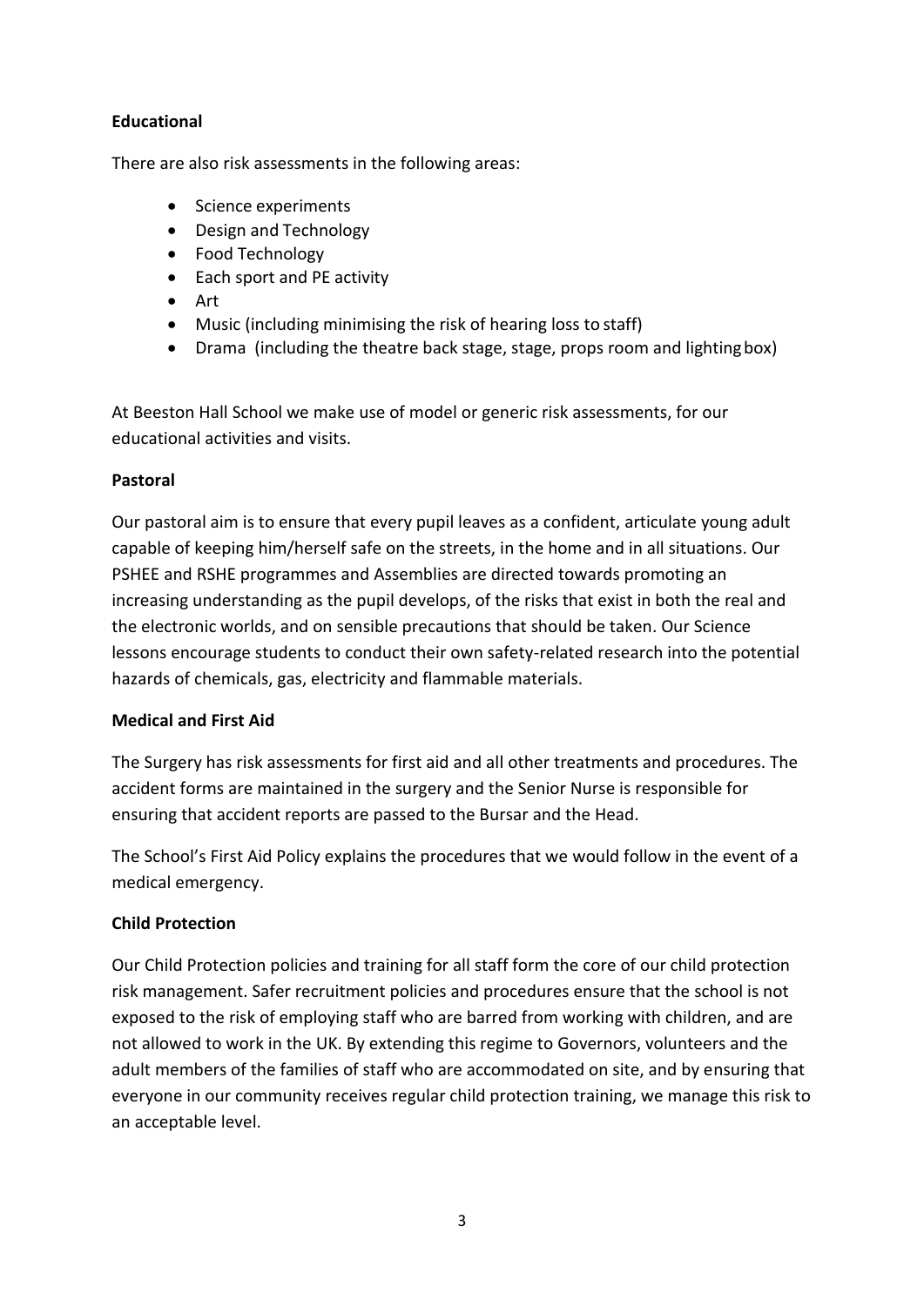**Educational**

There are also risk assessments in the following areas:

- Science experiments
- Design and Technology
- Food Technology
- Each sport and PE activity
- Art
- Music (including minimising the risk of hearing loss to staff)
- Drama (including the theatre back stage, stage, props room and lighting box)

At Beeston Hall School we make use of model or generic risk assessments, for our educational activities and visits.

**Pastoral**

Our pastoral aim is to ensure that every pupil leaves as a confident, articulate young adult capable of keeping him/herself safe on the streets, in the home and in all situations. Our PSHEE and RSHE programmes and Assemblies are directed towards promoting an increasing understanding as the pupil develops, of the risks that exist in both the real and the electronic worlds, and on sensible precautions that should be taken. Our Science lessons encourage students to conduct their own safety-related research into the potential hazards of chemicals, gas, electricity and flammable materials.

**Medical and First Aid**

The Surgery has risk assessments for first aid and all other treatments and procedures. The accident forms are maintained in the surgery and the Senior Nurse is responsible for ensuring that accident reports are passed to the Bursar and the Head.

The School's First Aid Policy explains the procedures that we would follow in the event of a medical emergency.

**Child Protection**

Our Child Protection policies and training for all staff form the core of our child protection risk management. Safer recruitment policies and procedures ensure that the school is not exposed to the risk of employing staff who are barred from working with children, and are not allowed to work in the UK. By extending this regime to Governors, volunteers and the adult members of the families of staff who are accommodated on site, and by ensuring that everyone in our community receives regular child protection training, we manage this risk to an acceptable level.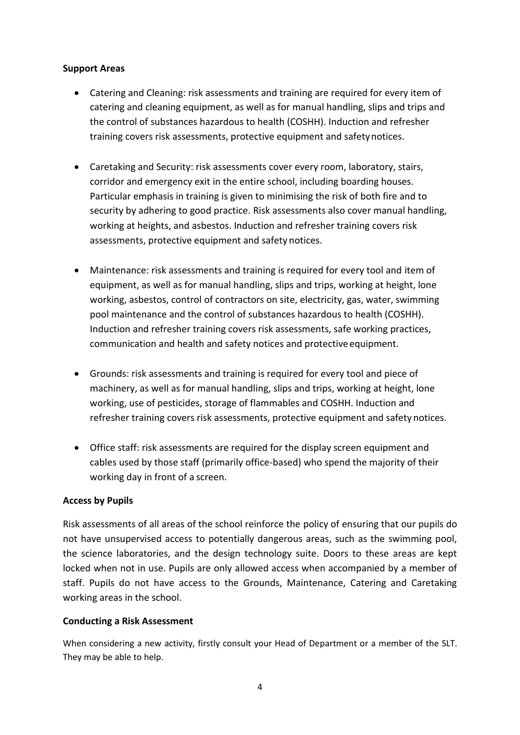**Support Areas**

- Catering and Cleaning: risk assessments and training are required for every item of catering and cleaning equipment, as well as for manual handling, slips and trips and the control of substances hazardous to health (COSHH). Induction and refresher training covers risk assessments, protective equipment and safety notices.
- Caretaking and Security: risk assessments cover every room, laboratory, stairs, corridor and emergency exit in the entire school, including boarding houses. Particular emphasis in training is given to minimising the risk of both fire and to security by adhering to good practice. Risk assessments also cover manual handling, working at heights, and asbestos. Induction and refresher training covers risk assessments, protective equipment and safety notices.
- Maintenance: risk assessments and training is required for every tool and item of equipment, as well as for manual handling, slips and trips, working at height, lone working, asbestos, control of contractors on site, electricity, gas, water, swimming pool maintenance and the control of substances hazardous to health (COSHH). Induction and refresher training covers risk assessments, safe working practices, communication and health and safety notices and protective equipment.
- Grounds: risk assessments and training is required for every tool and piece of machinery, as well as for manual handling, slips and trips, working at height, lone working, use of pesticides, storage of flammables and COSHH. Induction and refresher training covers risk assessments, protective equipment and safety notices.
- Office staff: risk assessments are required for the display screen equipment and cables used by those staff (primarily office-based) who spend the majority of their working day in front of a screen.

**Access by Pupils**

Risk assessments of all areas of the school reinforce the policy of ensuring that our pupils do not have unsupervised access to potentially dangerous areas, such as the swimming pool, the science laboratories, and the design technology suite. Doors to these areas are kept locked when not in use. Pupils are only allowed access when accompanied by a member of staff. Pupils do not have access to the Grounds, Maintenance, Catering and Caretaking working areas in the school.

**Conducting a Risk Assessment**

When considering a new activity, firstly consult your Head of Department or a member of the SLT. They may be able to help.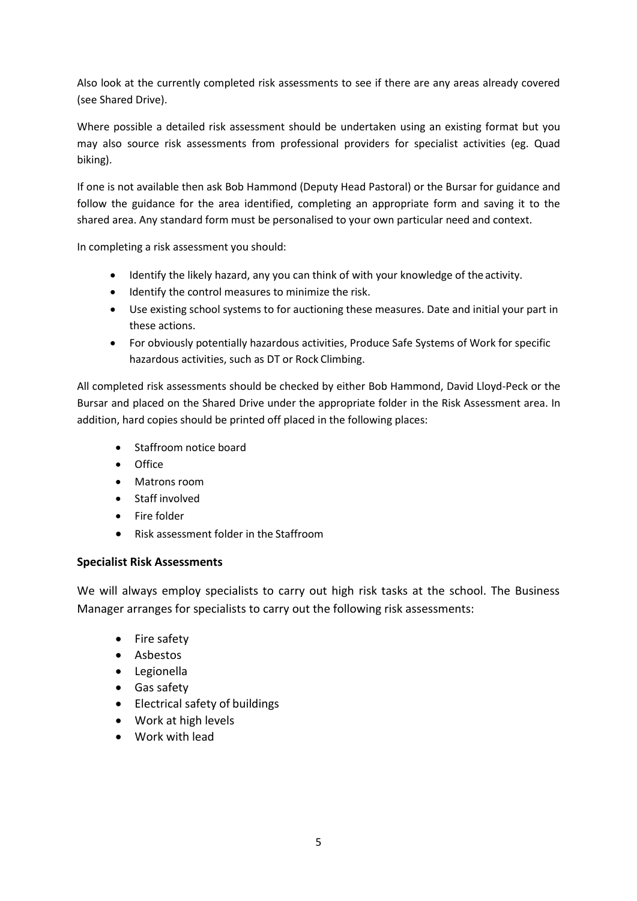Also look at the currently completed risk assessments to see if there are any areas already covered (see Shared Drive).

Where possible a detailed risk assessment should be undertaken using an existing format but you may also source risk assessments from professional providers for specialist activities (eg. Quad biking).

If one is not available then ask Bob Hammond (Deputy Head Pastoral) or the Bursar for guidance and follow the guidance for the area identified, completing an appropriate form and saving it to the shared area. Any standard form must be personalised to your own particular need and context.

In completing a risk assessment you should:

- Identify the likely hazard, any you can think of with your knowledge of the activity.
- Identify the control measures to minimize the risk.
- Use existing school systems to for auctioning these measures. Date and initial your part in these actions.
- For obviously potentially hazardous activities, Produce Safe Systems of Work for specific hazardous activities, such as DT or Rock Climbing.

All completed risk assessments should be checked by either Bob Hammond, David Lloyd-Peck or the Bursar and placed on the Shared Drive under the appropriate folder in the Risk Assessment area. In addition, hard copies should be printed off placed in the following places:

- Staffroom notice board
- Office
- Matrons room
- Staff involved
- Fire folder
- Risk assessment folder in the Staffroom

**Specialist Risk Assessments**

We will always employ specialists to carry out high risk tasks at the school. The Business Manager arranges for specialists to carry out the following risk assessments:

- Fire safety
- Asbestos
- Legionella
- Gas safety
- Electrical safety of buildings
- Work at high levels
- Work with lead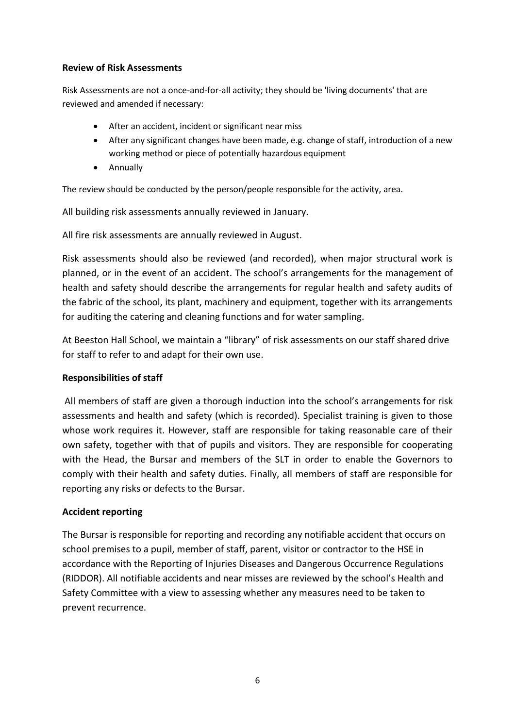**Review of Risk Assessments**

Risk Assessments are not a once-and-for-all activity; they should be 'living documents' that are reviewed and amended if necessary:

- After an accident, incident or significant near miss
- After any significant changes have been made, e.g. change of staff, introduction of a new working method or piece of potentially hazardous equipment
- Annually

The review should be conducted by the person/people responsible for the activity, area.

All building risk assessments annually reviewed in January.

All fire risk assessments are annually reviewed in August.

Risk assessments should also be reviewed (and recorded), when major structural work is planned, or in the event of an accident. The school's arrangements for the management of health and safety should describe the arrangements for regular health and safety audits of the fabric of the school, its plant, machinery and equipment, together with its arrangements for auditing the catering and cleaning functions and for water sampling.

At Beeston Hall School, we maintain a "library" of risk assessments on our staff shared drive for staff to refer to and adapt for their own use.

**Responsibilities of staff**

All members of staff are given a thorough induction into the school's arrangements for risk assessments and health and safety (which is recorded). Specialist training is given to those whose work requires it. However, staff are responsible for taking reasonable care of their own safety, together with that of pupils and visitors. They are responsible for cooperating with the Head, the Bursar and members of the SLT in order to enable the Governors to comply with their health and safety duties. Finally, all members of staff are responsible for reporting any risks or defects to the Bursar.

**Accident reporting**

The Bursar is responsible for reporting and recording any notifiable accident that occurs on school premises to a pupil, member of staff, parent, visitor or contractor to the HSE in accordance with the Reporting of Injuries Diseases and Dangerous Occurrence Regulations (RIDDOR). All notifiable accidents and near misses are reviewed by the school's Health and Safety Committee with a view to assessing whether any measures need to be taken to prevent recurrence.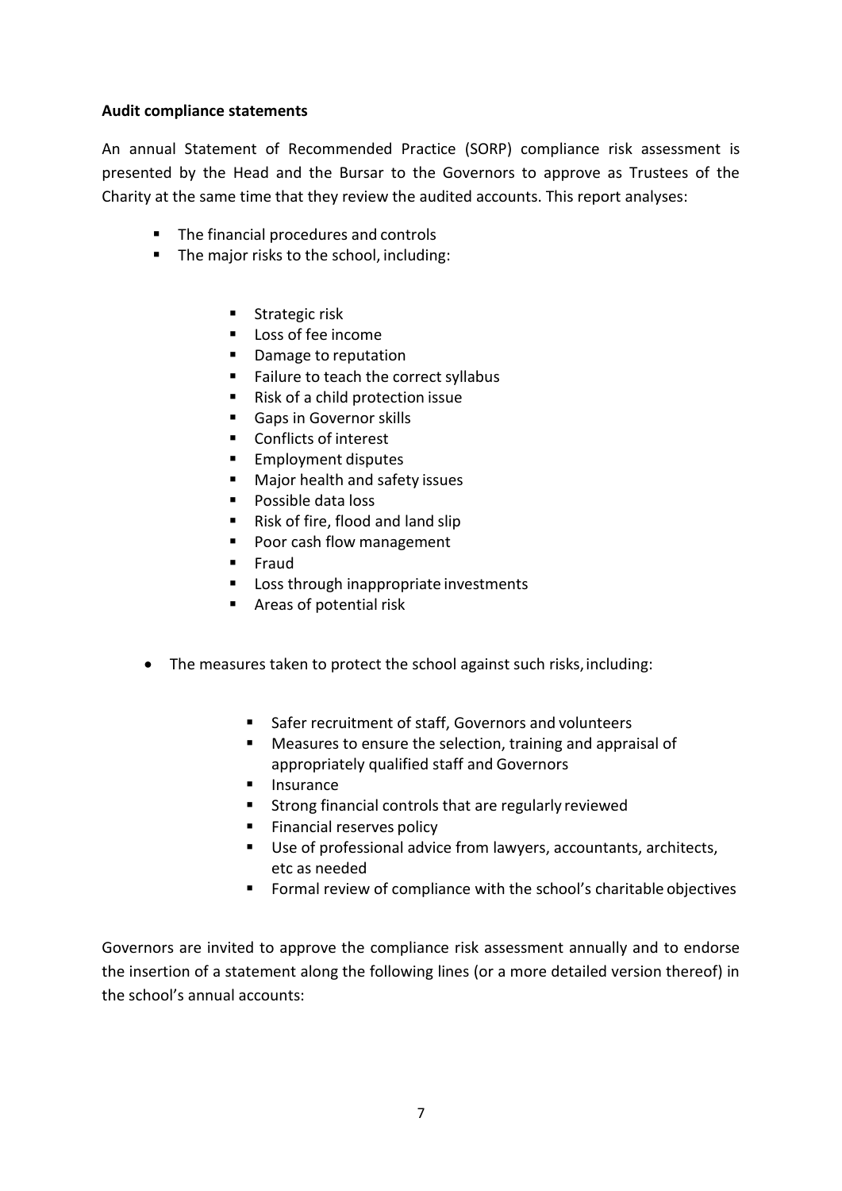**Audit compliance statements**

An annual Statement of Recommended Practice (SORP) compliance risk assessment is presented by the Head and the Bursar to the Governors to approve as Trustees of the Charity at the same time that they review the audited accounts. This report analyses:

- The financial procedures and controls
- The major risks to the school, including:
    - Strategic risk
    - Loss of fee income
    - Damage to reputation
    - Failure to teach the correct syllabus
    - Risk of a child protection issue
    - Gaps in Governor skills
    - Conflicts of interest
    - Employment disputes
    - Major health and safety issues
    - Possible data loss
    - Risk of fire, flood and land slip
    - Poor cash flow management
    - Fraud
    - Loss through inappropriate investments
    - Areas of potential risk
- The measures taken to protect the school against such risks, including:
    - Safer recruitment of staff, Governors and volunteers
    - Measures to ensure the selection, training and appraisal of appropriately qualified staff and Governors
    - Insurance
    - Strong financial controls that are regularly reviewed
    - Financial reserves policy
    - Use of professional advice from lawyers, accountants, architects, etc as needed
    - Formal review of compliance with the school's charitable objectives

Governors are invited to approve the compliance risk assessment annually and to endorse the insertion of a statement along the following lines (or a more detailed version thereof) in the school's annual accounts: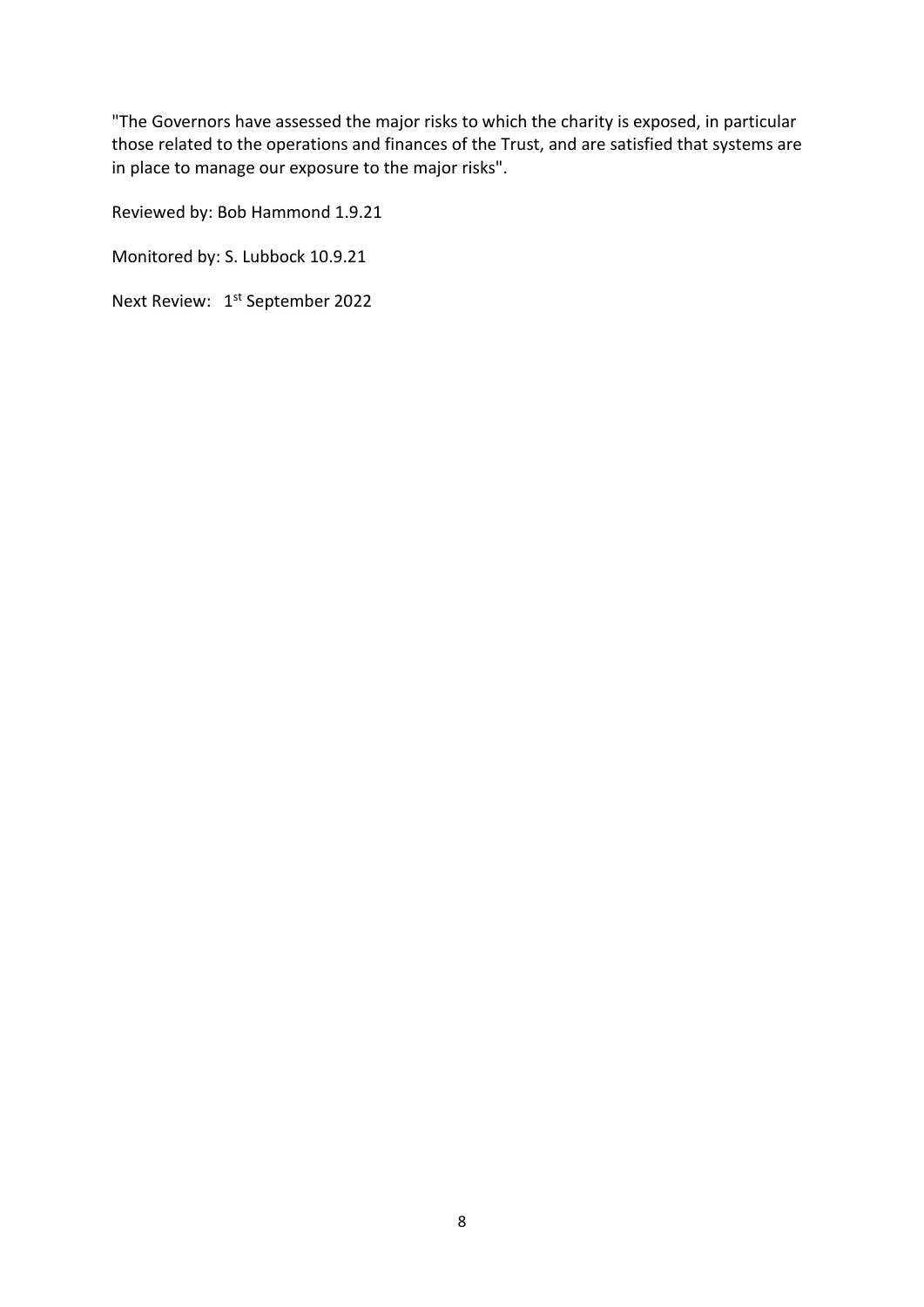"The Governors have assessed the major risks to which the charity is exposed, in particular those related to the operations and finances of the Trust, and are satisfied that systems are in place to manage our exposure to the major risks".

Reviewed by: Bob Hammond 1.9.21

Monitored by: S. Lubbock 10.9.21

Next Review: 1st September 2022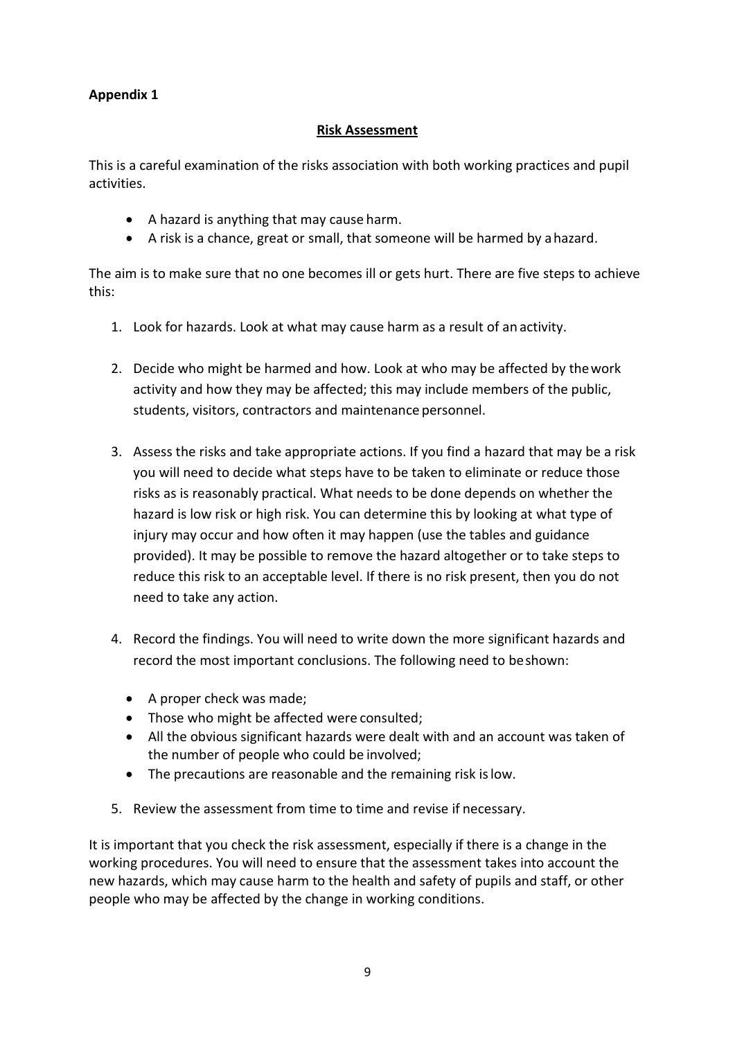**Appendix 1**

## Risk Assessment

This is a careful examination of the risks association with both working practices and pupil activities.

- A hazard is anything that may cause harm.
- A risk is a chance, great or small, that someone will be harmed by a hazard.

The aim is to make sure that no one becomes ill or gets hurt. There are five steps to achieve this:

1. Look for hazards. Look at what may cause harm as a result of an activity.

2. Decide who might be harmed and how. Look at who may be affected by the work activity and how they may be affected; this may include members of the public, students, visitors, contractors and maintenance personnel.

3. Assess the risks and take appropriate actions. If you find a hazard that may be a risk you will need to decide what steps have to be taken to eliminate or reduce those risks as is reasonably practical. What needs to be done depends on whether the hazard is low risk or high risk. You can determine this by looking at what type of injury may occur and how often it may happen (use the tables and guidance provided). It may be possible to remove the hazard altogether or to take steps to reduce this risk to an acceptable level. If there is no risk present, then you do not need to take any action.

4. Record the findings. You will need to write down the more significant hazards and record the most important conclusions. The following need to be shown:

   - A proper check was made;
   - Those who might be affected were consulted;
   - All the obvious significant hazards were dealt with and an account was taken of the number of people who could be involved;
   - The precautions are reasonable and the remaining risk is low.

5. Review the assessment from time to time and revise if necessary.

It is important that you check the risk assessment, especially if there is a change in the working procedures. You will need to ensure that the assessment takes into account the new hazards, which may cause harm to the health and safety of pupils and staff, or other people who may be affected by the change in working conditions.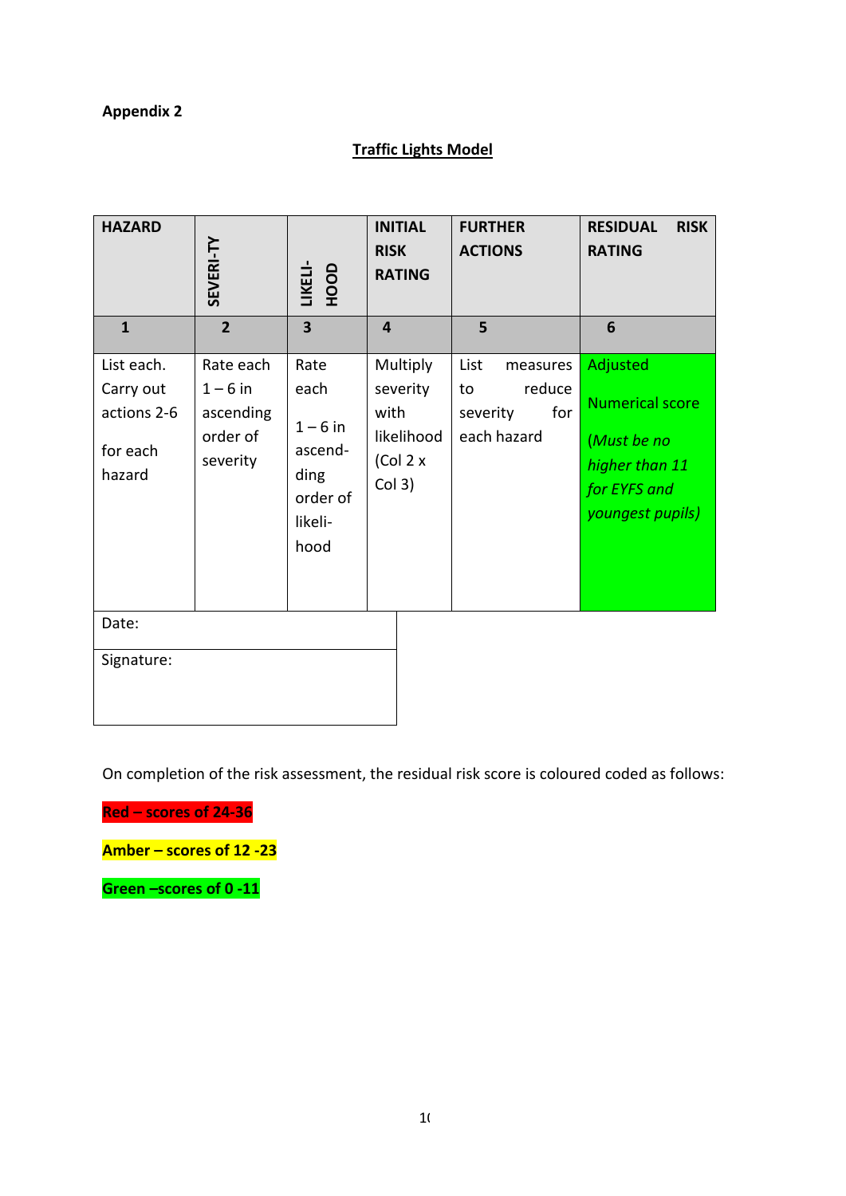**Appendix 2**

**Traffic Lights Model**

| HAZARD | SEVERI-TY | LIKELI-HOOD | INITIAL RISK RATING | FURTHER ACTIONS | RESIDUAL RISK RATING |
|---|---|---|---|---|---|
| **1** | **2** | **3** | **4** | **5** | **6** |
| List each. Carry out actions 2-6 for each hazard | Rate each 1 – 6 in ascending order of severity | Rate each 1 – 6 in ascend-ding order of likeli-hood | Multiply severity with likelihood (Col 2 x Col 3) | List measures to reduce severity for each hazard | Adjusted Numerical score *(Must be no higher than 11 for EYFS and youngest pupils)* |

| Date: |
|---|
| Signature: |

On completion of the risk assessment, the residual risk score is coloured coded as follows:

**Red – scores of 24-36**

**Amber – scores of 12 -23**

**Green –scores of 0 -11**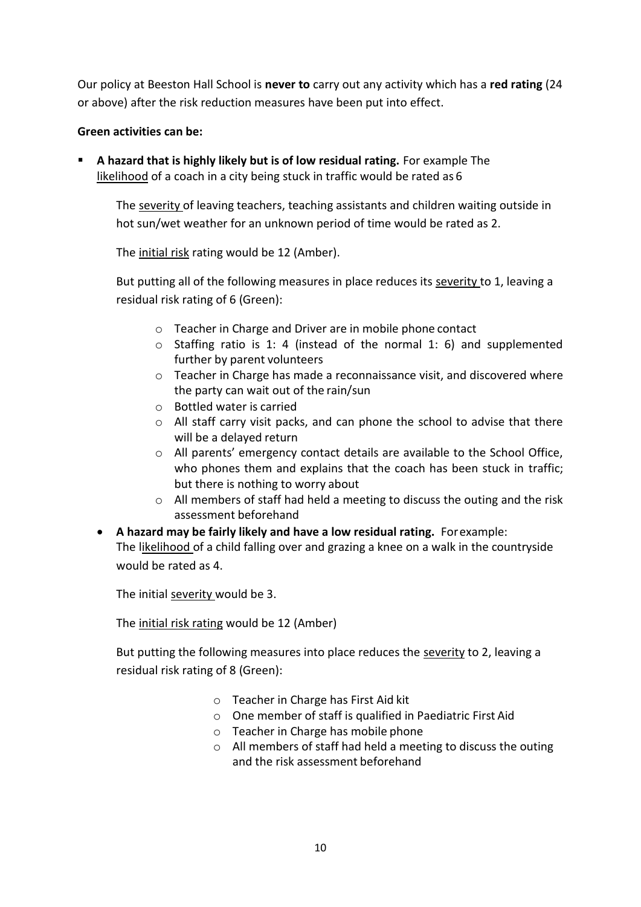Our policy at Beeston Hall School is **never to** carry out any activity which has a **red rating** (24 or above) after the risk reduction measures have been put into effect.

**Green activities can be:**

- **A hazard that is highly likely but is of low residual rating.** For example The likelihood of a coach in a city being stuck in traffic would be rated as 6

  The severity of leaving teachers, teaching assistants and children waiting outside in hot sun/wet weather for an unknown period of time would be rated as 2.

  The initial risk rating would be 12 (Amber).

  But putting all of the following measures in place reduces its severity to 1, leaving a residual risk rating of 6 (Green):

  - Teacher in Charge and Driver are in mobile phone contact
  - Staffing ratio is 1: 4 (instead of the normal 1: 6) and supplemented further by parent volunteers
  - Teacher in Charge has made a reconnaissance visit, and discovered where the party can wait out of the rain/sun
  - Bottled water is carried
  - All staff carry visit packs, and can phone the school to advise that there will be a delayed return
  - All parents' emergency contact details are available to the School Office, who phones them and explains that the coach has been stuck in traffic; but there is nothing to worry about
  - All members of staff had held a meeting to discuss the outing and the risk assessment beforehand

- **A hazard may be fairly likely and have a low residual rating.** For example:
  The likelihood of a child falling over and grazing a knee on a walk in the countryside would be rated as 4.

  The initial severity would be 3.

  The initial risk rating would be 12 (Amber)

  But putting the following measures into place reduces the severity to 2, leaving a residual risk rating of 8 (Green):

  - Teacher in Charge has First Aid kit
  - One member of staff is qualified in Paediatric First Aid
  - Teacher in Charge has mobile phone
  - All members of staff had held a meeting to discuss the outing and the risk assessment beforehand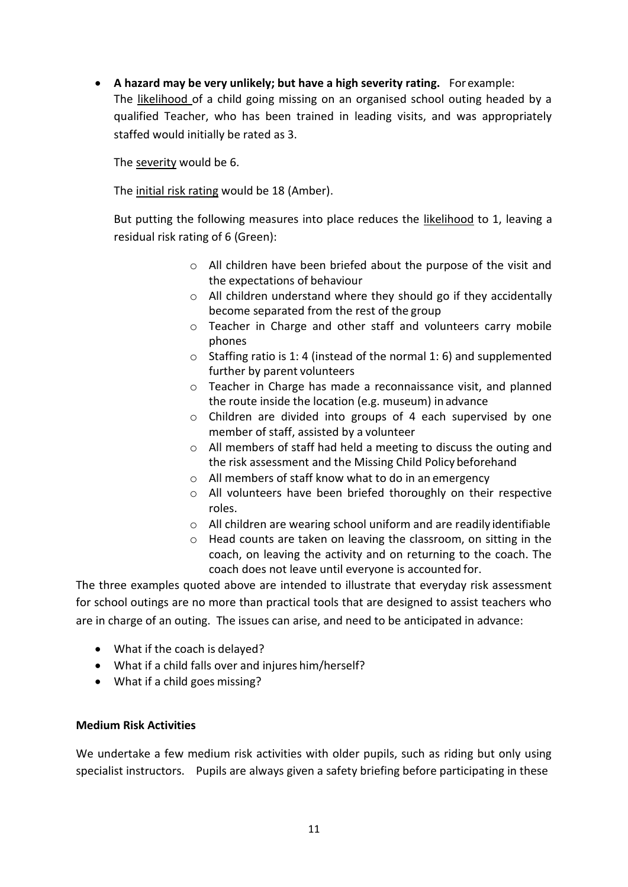- **A hazard may be very unlikely; but have a high severity rating.** For example:

  The likelihood of a child going missing on an organised school outing headed by a qualified Teacher, who has been trained in leading visits, and was appropriately staffed would initially be rated as 3.

  The severity would be 6.

  The initial risk rating would be 18 (Amber).

  But putting the following measures into place reduces the likelihood to 1, leaving a residual risk rating of 6 (Green):

  - All children have been briefed about the purpose of the visit and the expectations of behaviour
  - All children understand where they should go if they accidentally become separated from the rest of the group
  - Teacher in Charge and other staff and volunteers carry mobile phones
  - Staffing ratio is 1: 4 (instead of the normal 1: 6) and supplemented further by parent volunteers
  - Teacher in Charge has made a reconnaissance visit, and planned the route inside the location (e.g. museum) in advance
  - Children are divided into groups of 4 each supervised by one member of staff, assisted by a volunteer
  - All members of staff had held a meeting to discuss the outing and the risk assessment and the Missing Child Policy beforehand
  - All members of staff know what to do in an emergency
  - All volunteers have been briefed thoroughly on their respective roles.
  - All children are wearing school uniform and are readily identifiable
  - Head counts are taken on leaving the classroom, on sitting in the coach, on leaving the activity and on returning to the coach. The coach does not leave until everyone is accounted for.

The three examples quoted above are intended to illustrate that everyday risk assessment for school outings are no more than practical tools that are designed to assist teachers who are in charge of an outing. The issues can arise, and need to be anticipated in advance:

- What if the coach is delayed?
- What if a child falls over and injures him/herself?
- What if a child goes missing?

**Medium Risk Activities**

We undertake a few medium risk activities with older pupils, such as riding but only using specialist instructors. Pupils are always given a safety briefing before participating in these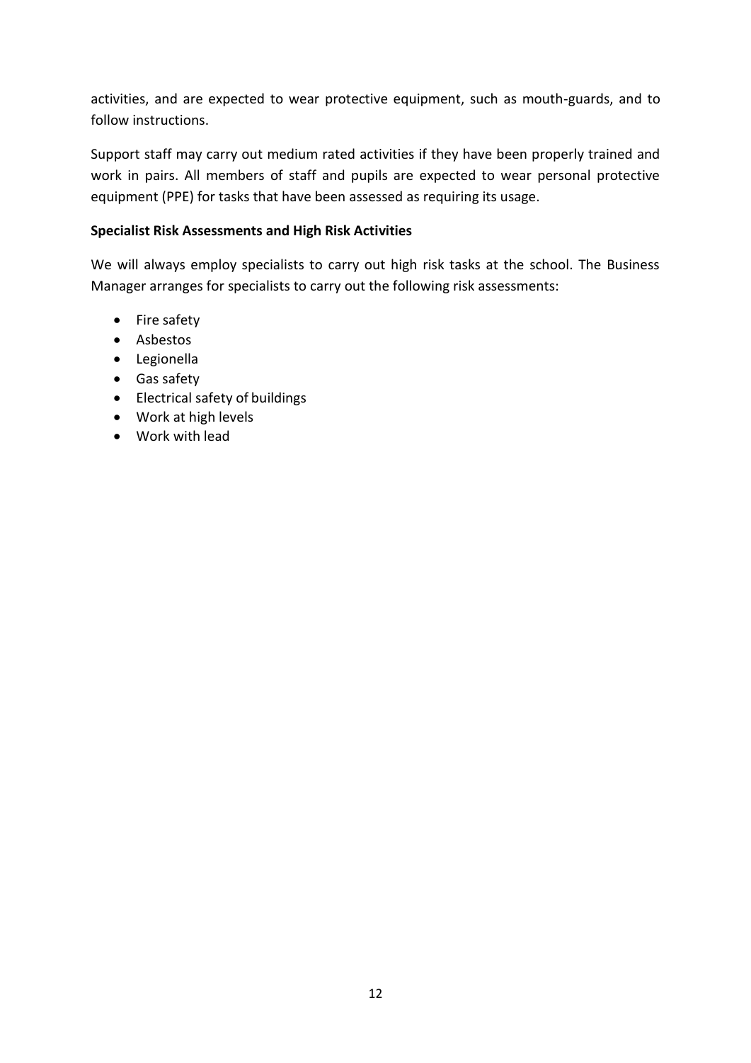activities, and are expected to wear protective equipment, such as mouth-guards, and to follow instructions.

Support staff may carry out medium rated activities if they have been properly trained and work in pairs. All members of staff and pupils are expected to wear personal protective equipment (PPE) for tasks that have been assessed as requiring its usage.

**Specialist Risk Assessments and High Risk Activities**

We will always employ specialists to carry out high risk tasks at the school. The Business Manager arranges for specialists to carry out the following risk assessments:

- Fire safety
- Asbestos
- Legionella
- Gas safety
- Electrical safety of buildings
- Work at high levels
- Work with lead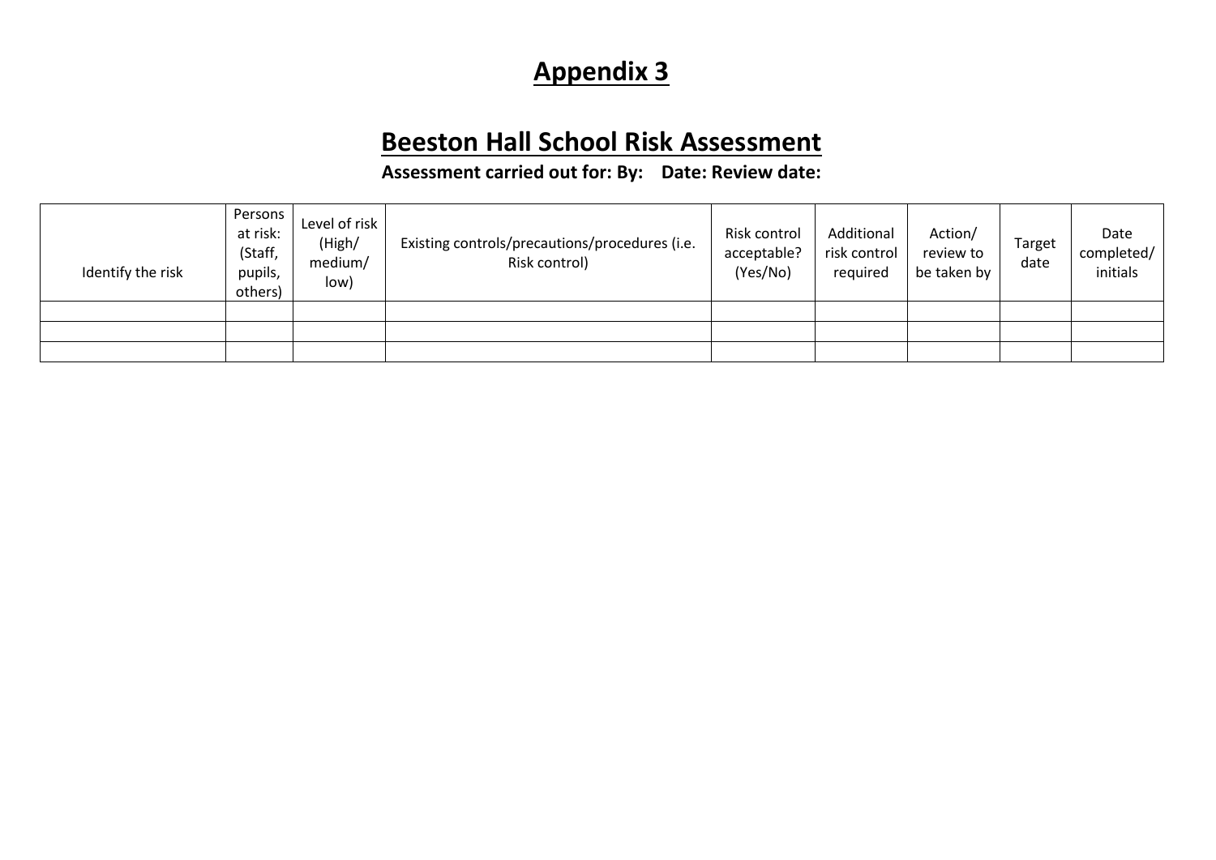# Appendix 3

## Beeston Hall School Risk Assessment

**Assessment carried out for: By: Date: Review date:**

| Identify the risk | Persons at risk: (Staff, pupils, others) | Level of risk (High/ medium/ low) | Existing controls/precautions/procedures (i.e. Risk control) | Risk control acceptable? (Yes/No) | Additional risk control required | Action/ review to be taken by | Target date | Date completed/ initials |
|---|---|---|---|---|---|---|---|---|
| | | | | | | | | |
| | | | | | | | | |
| | | | | | | | | |